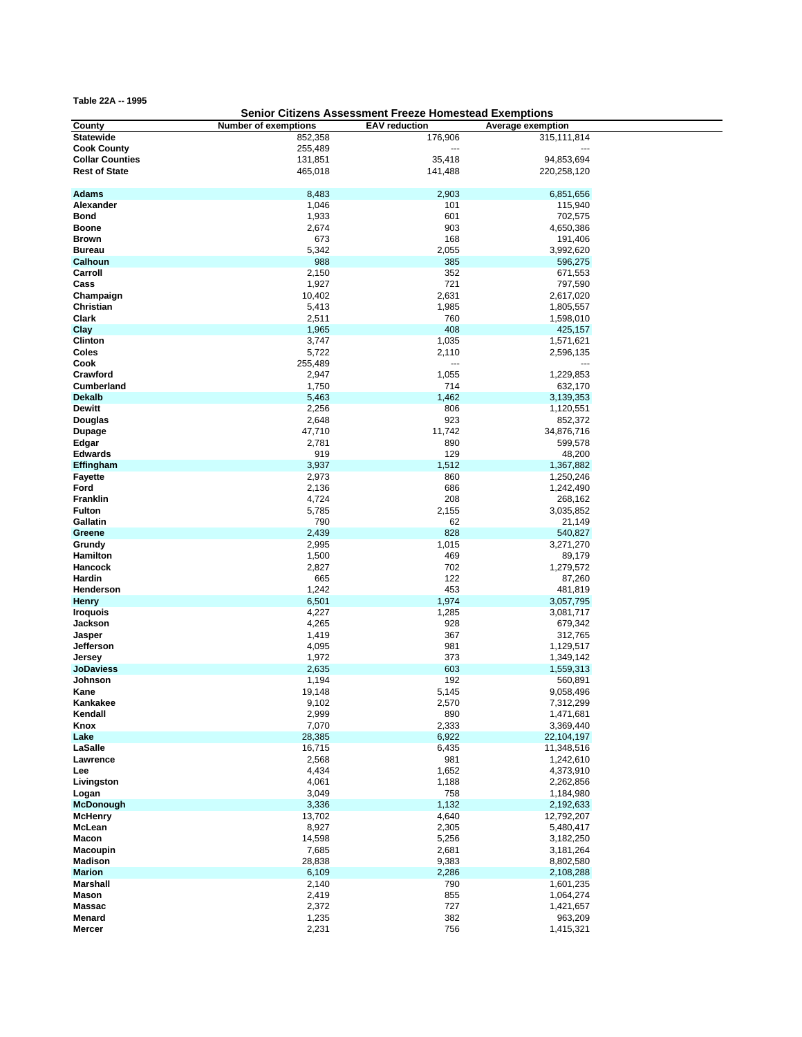**Table 22A -- 1995**

## Senior Citizens Assessment Freeze Homestead Exemptions

| County | Number of exemptions | EAV reduction | Average exemption |
|---|---|---|---|
| **Statewide** | 852,358 | 176,906 | 315,111,814 |
| **Cook County** | 255,489 | --- | --- |
| **Collar Counties** | 131,851 | 35,418 | 94,853,694 |
| **Rest of State** | 465,018 | 141,488 | 220,258,120 |
| | | | |
| **Adams** | 8,483 | 2,903 | 6,851,656 |
| **Alexander** | 1,046 | 101 | 115,940 |
| **Bond** | 1,933 | 601 | 702,575 |
| **Boone** | 2,674 | 903 | 4,650,386 |
| **Brown** | 673 | 168 | 191,406 |
| **Bureau** | 5,342 | 2,055 | 3,992,620 |
| **Calhoun** | 988 | 385 | 596,275 |
| **Carroll** | 2,150 | 352 | 671,553 |
| **Cass** | 1,927 | 721 | 797,590 |
| **Champaign** | 10,402 | 2,631 | 2,617,020 |
| **Christian** | 5,413 | 1,985 | 1,805,557 |
| **Clark** | 2,511 | 760 | 1,598,010 |
| **Clay** | 1,965 | 408 | 425,157 |
| **Clinton** | 3,747 | 1,035 | 1,571,621 |
| **Coles** | 5,722 | 2,110 | 2,596,135 |
| **Cook** | 255,489 | --- | --- |
| **Crawford** | 2,947 | 1,055 | 1,229,853 |
| **Cumberland** | 1,750 | 714 | 632,170 |
| **Dekalb** | 5,463 | 1,462 | 3,139,353 |
| **Dewitt** | 2,256 | 806 | 1,120,551 |
| **Douglas** | 2,648 | 923 | 852,372 |
| **Dupage** | 47,710 | 11,742 | 34,876,716 |
| **Edgar** | 2,781 | 890 | 599,578 |
| **Edwards** | 919 | 129 | 48,200 |
| **Effingham** | 3,937 | 1,512 | 1,367,882 |
| **Fayette** | 2,973 | 860 | 1,250,246 |
| **Ford** | 2,136 | 686 | 1,242,490 |
| **Franklin** | 4,724 | 208 | 268,162 |
| **Fulton** | 5,785 | 2,155 | 3,035,852 |
| **Gallatin** | 790 | 62 | 21,149 |
| **Greene** | 2,439 | 828 | 540,827 |
| **Grundy** | 2,995 | 1,015 | 3,271,270 |
| **Hamilton** | 1,500 | 469 | 89,179 |
| **Hancock** | 2,827 | 702 | 1,279,572 |
| **Hardin** | 665 | 122 | 87,260 |
| **Henderson** | 1,242 | 453 | 481,819 |
| **Henry** | 6,501 | 1,974 | 3,057,795 |
| **Iroquois** | 4,227 | 1,285 | 3,081,717 |
| **Jackson** | 4,265 | 928 | 679,342 |
| **Jasper** | 1,419 | 367 | 312,765 |
| **Jefferson** | 4,095 | 981 | 1,129,517 |
| **Jersey** | 1,972 | 373 | 1,349,142 |
| **JoDaviess** | 2,635 | 603 | 1,559,313 |
| **Johnson** | 1,194 | 192 | 560,891 |
| **Kane** | 19,148 | 5,145 | 9,058,496 |
| **Kankakee** | 9,102 | 2,570 | 7,312,299 |
| **Kendall** | 2,999 | 890 | 1,471,681 |
| **Knox** | 7,070 | 2,333 | 3,369,440 |
| **Lake** | 28,385 | 6,922 | 22,104,197 |
| **LaSalle** | 16,715 | 6,435 | 11,348,516 |
| **Lawrence** | 2,568 | 981 | 1,242,610 |
| **Lee** | 4,434 | 1,652 | 4,373,910 |
| **Livingston** | 4,061 | 1,188 | 2,262,856 |
| **Logan** | 3,049 | 758 | 1,184,980 |
| **McDonough** | 3,336 | 1,132 | 2,192,633 |
| **McHenry** | 13,702 | 4,640 | 12,792,207 |
| **McLean** | 8,927 | 2,305 | 5,480,417 |
| **Macon** | 14,598 | 5,256 | 3,182,250 |
| **Macoupin** | 7,685 | 2,681 | 3,181,264 |
| **Madison** | 28,838 | 9,383 | 8,802,580 |
| **Marion** | 6,109 | 2,286 | 2,108,288 |
| **Marshall** | 2,140 | 790 | 1,601,235 |
| **Mason** | 2,419 | 855 | 1,064,274 |
| **Massac** | 2,372 | 727 | 1,421,657 |
| **Menard** | 1,235 | 382 | 963,209 |
| **Mercer** | 2,231 | 756 | 1,415,321 |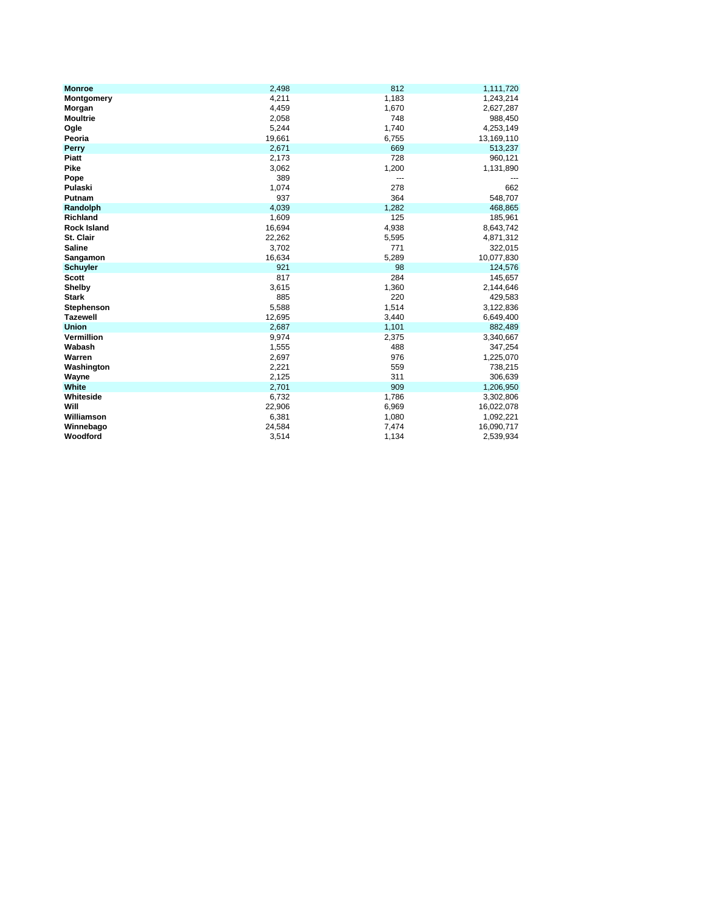| | | | |
|---|---|---|---|
| **Monroe** | 2,498 | 812 | 1,111,720 |
| **Montgomery** | 4,211 | 1,183 | 1,243,214 |
| **Morgan** | 4,459 | 1,670 | 2,627,287 |
| **Moultrie** | 2,058 | 748 | 988,450 |
| **Ogle** | 5,244 | 1,740 | 4,253,149 |
| **Peoria** | 19,661 | 6,755 | 13,169,110 |
| **Perry** | 2,671 | 669 | 513,237 |
| **Piatt** | 2,173 | 728 | 960,121 |
| **Pike** | 3,062 | 1,200 | 1,131,890 |
| **Pope** | 389 | --- | --- |
| **Pulaski** | 1,074 | 278 | 662 |
| **Putnam** | 937 | 364 | 548,707 |
| **Randolph** | 4,039 | 1,282 | 468,865 |
| **Richland** | 1,609 | 125 | 185,961 |
| **Rock Island** | 16,694 | 4,938 | 8,643,742 |
| **St. Clair** | 22,262 | 5,595 | 4,871,312 |
| **Saline** | 3,702 | 771 | 322,015 |
| **Sangamon** | 16,634 | 5,289 | 10,077,830 |
| **Schuyler** | 921 | 98 | 124,576 |
| **Scott** | 817 | 284 | 145,657 |
| **Shelby** | 3,615 | 1,360 | 2,144,646 |
| **Stark** | 885 | 220 | 429,583 |
| **Stephenson** | 5,588 | 1,514 | 3,122,836 |
| **Tazewell** | 12,695 | 3,440 | 6,649,400 |
| **Union** | 2,687 | 1,101 | 882,489 |
| **Vermillion** | 9,974 | 2,375 | 3,340,667 |
| **Wabash** | 1,555 | 488 | 347,254 |
| **Warren** | 2,697 | 976 | 1,225,070 |
| **Washington** | 2,221 | 559 | 738,215 |
| **Wayne** | 2,125 | 311 | 306,639 |
| **White** | 2,701 | 909 | 1,206,950 |
| **Whiteside** | 6,732 | 1,786 | 3,302,806 |
| **Will** | 22,906 | 6,969 | 16,022,078 |
| **Williamson** | 6,381 | 1,080 | 1,092,221 |
| **Winnebago** | 24,584 | 7,474 | 16,090,717 |
| **Woodford** | 3,514 | 1,134 | 2,539,934 |